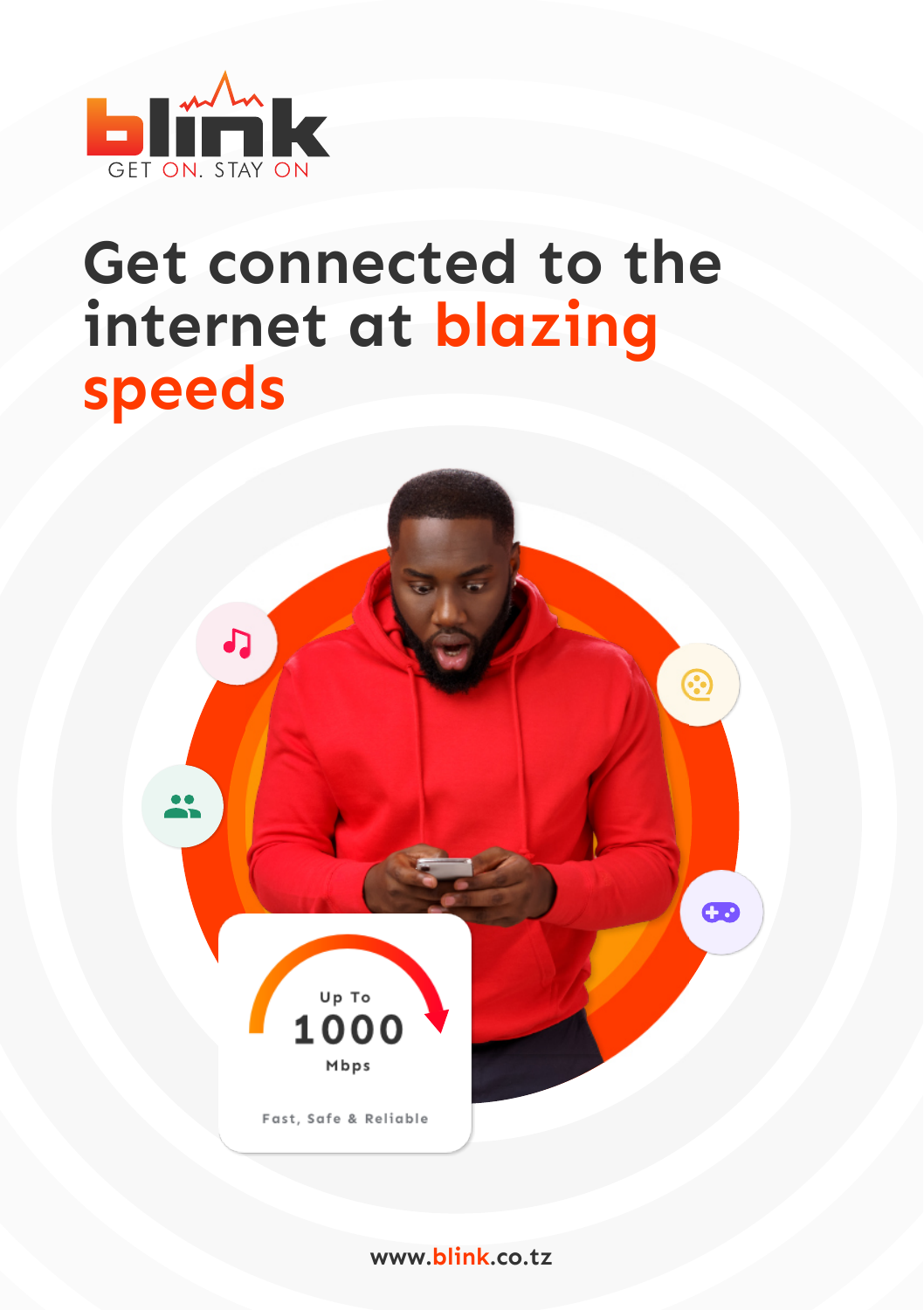blink

GET ON. STAY ON

# Get connected to the internet at blazing speeds

Up To

1000

Mbps

Fast, Safe & Reliable

www.blink.co.tz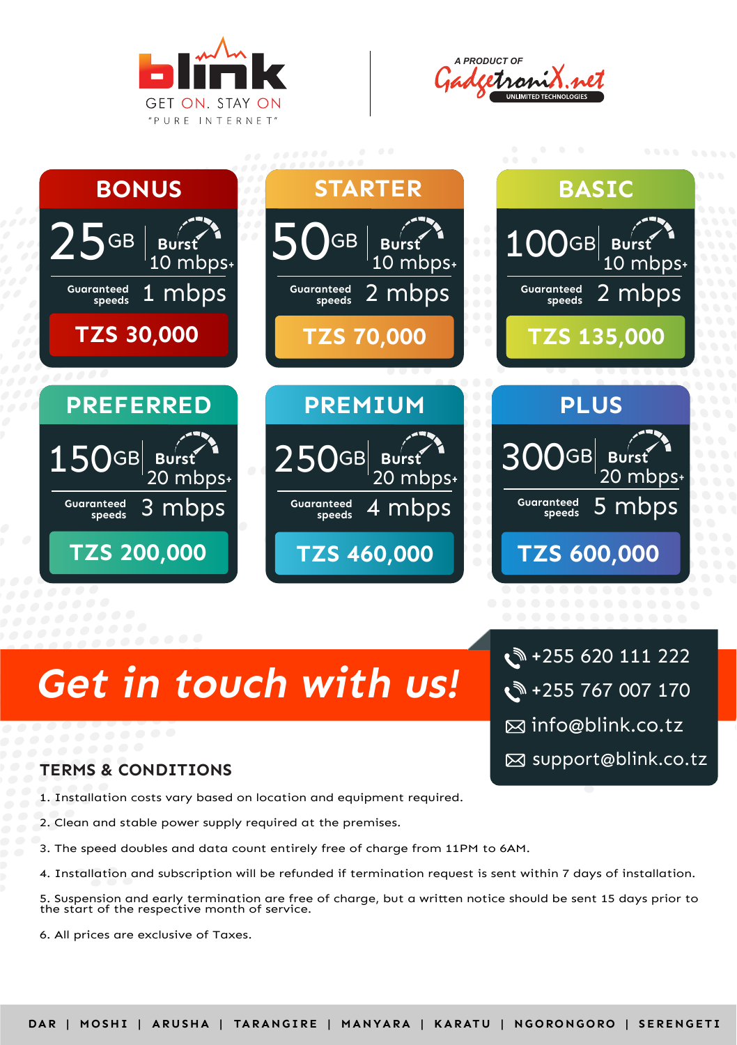**blink**

GET ON. STAY ON

"PURE INTERNET"

A PRODUCT OF GadgetroniX.net UNLIMITED TECHNOLOGIES

## BONUS

25GB | Burst 10 mbps+

Guaranteed speeds 1 mbps

**TZS 30,000**

## STARTER

50GB | Burst 10 mbps+

Guaranteed speeds 2 mbps

**TZS 70,000**

## BASIC

100GB | Burst 10 mbps+

Guaranteed speeds 2 mbps

**TZS 135,000**

## PREFERRED

150GB | Burst 20 mbps+

Guaranteed speeds 3 mbps

**TZS 200,000**

## PREMIUM

250GB | Burst 20 mbps+

Guaranteed speeds 4 mbps

**TZS 460,000**

## PLUS

300GB | Burst 20 mbps+

Guaranteed speeds 5 mbps

**TZS 600,000**

## *Get in touch with us!*

+255 620 111 222

+255 767 007 170

info@blink.co.tz

support@blink.co.tz

### TERMS & CONDITIONS

1. Installation costs vary based on location and equipment required.
2. Clean and stable power supply required at the premises.
3. The speed doubles and data count entirely free of charge from 11PM to 6AM.
4. Installation and subscription will be refunded if termination request is sent within 7 days of installation.
5. Suspension and early termination are free of charge, but a written notice should be sent 15 days prior to the start of the respective month of service.
6. All prices are exclusive of Taxes.

DAR | MOSHI | ARUSHA | TARANGIRE | MANYARA | KARATU | NGORONGORO | SERENGETI